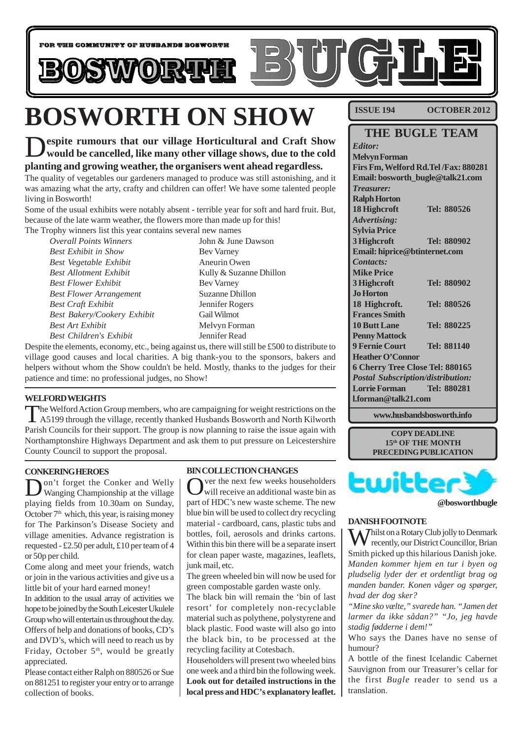FOR THE COMMUNITY OF HUSBANDS BOSWORTH

# BOSWORTH BUGLE

**ISSUE 194 OCTOBER 2012**

# BOSWORTH ON SHOW

**Despite rumours that our village Horticultural and Craft Show would be cancelled, like many other village shows, due to the cold planting and growing weather, the organisers went ahead regardless.**

The quality of vegetables our gardeners managed to produce was still astonishing, and it was amazing what the arty, crafty and children can offer! We have some talented people living in Bosworth!

Some of the usual exhibits were notably absent - terrible year for soft and hard fruit. But, because of the late warm weather, the flowers more than made up for this!

The Trophy winners list this year contains several new names

| | |
|---|---|
| *Overall Points Winners* | John & June Dawson |
| *Best Exhibit in Show* | Bev Varney |
| *Best Vegetable Exhibit* | Aneurin Owen |
| *Best Allotment Exhibit* | Kully & Suzanne Dhillon |
| *Best Flower Exhibit* | Bev Varney |
| *Best Flower Arrangement* | Suzanne Dhillon |
| *Best Craft Exhibit* | Jennifer Rogers |
| *Best Bakery/Cookery Exhibit* | Gail Wilmot |
| *Best Art Exhibit* | Melvyn Forman |
| *Best Children's Exhibit* | Jennifer Read |

Despite the elements, economy, etc., being against us, there will still be £500 to distribute to village good causes and local charities. A big thank-you to the sponsors, bakers and helpers without whom the Show couldn't be held. Mostly, thanks to the judges for their patience and time: no professional judges, no Show!

### WELFORD WEIGHTS

The Welford Action Group members, who are campaigning for weight restrictions on the A5199 through the village, recently thanked Husbands Bosworth and North Kilworth Parish Councils for their support. The group is now planning to raise the issue again with Northamptonshire Highways Department and ask them to put pressure on Leicestershire County Council to support the proposal.

### CONKERING HEROES

Don't forget the Conker and Welly Wanging Championship at the village playing fields from 10.30am on Sunday, October 7th which, this year, is raising money for The Parkinson's Disease Society and village amenities. Advance registration is requested - £2.50 per adult, £10 per team of 4 or 50p per child.

Come along and meet your friends, watch or join in the various activities and give us a little bit of your hard earned money!

In addition to the usual array of activities we hope to be joined by the South Leicester Ukulele Group who will entertain us throughout the day. Offers of help and donations of books, CD's and DVD's, which will need to reach us by Friday, October 5th, would be greatly appreciated.

Please contact either Ralph on 880526 or Sue on 881251 to register your entry or to arrange collection of books.

### BIN COLLECTION CHANGES

Over the next few weeks householders will receive an additional waste bin as part of HDC's new waste scheme. The new blue bin will be used to collect dry recycling material - cardboard, cans, plastic tubs and bottles, foil, aerosols and drinks cartons. Within this bin there will be a separate insert for clean paper waste, magazines, leaflets, junk mail, etc.

The green wheeled bin will now be used for green compostable garden waste only.

The black bin will remain the 'bin of last resort' for completely non-recyclable material such as polythene, polystyrene and black plastic. Food waste will also go into the black bin, to be processed at the recycling facility at Cotesbach.

Householders will present two wheeled bins one week and a third bin the following week. **Look out for detailed instructions in the local press and HDC's explanatory leaflet.**

## THE BUGLE TEAM

*Editor:*
**Melvyn Forman**
**Firs Fm, Welford Rd.Tel /Fax: 880281**
**Email: bosworth_bugle@talk21.com**

*Treasurer:*
**Ralph Horton**
**18 Highcroft Tel: 880526**

*Advertising:*
**Sylvia Price**
**3 Highcroft Tel: 880902**
**Email: hiprice@btinternet.com**

*Contacts:*
**Mike Price**
**3 Highcroft Tel: 880902**
**Jo Horton**
**18 Highcroft. Tel: 880526**
**Frances Smith**
**10 Butt Lane Tel: 880225**
**Penny Mattock**
**9 Fernie Court Tel: 881140**
**Heather O'Connor**
**6 Cherry Tree Close Tel: 880165**

*Postal Subscription/distribution:*
**Lorrie Forman Tel: 880281**
**l.forman@talk21.com**

**www.husbandsbosworth.info**

**COPY DEADLINE**
**15th OF THE MONTH PRECEDING PUBLICATION**

twitter **@bosworthbugle**

### DANISH FOOTNOTE

Whilst on a Rotary Club jolly to Denmark recently, our District Councillor, Brian Smith picked up this hilarious Danish joke.

*Manden kommer hjem en tur i byen og pludselig lyder der et ordentligt brag og manden bander. Konen våger og spørger, hvad der dog sker?*

*"Mine sko vælte," svarede han. "Jamen det larmer da ikke sådan?" "Jo, jeg havde stadig fødderne i dem!"*

Who says the Danes have no sense of humour?

A bottle of the finest Icelandic Cabernet Sauvignon from our Treasurer's cellar for the first *Bugle* reader to send us a translation.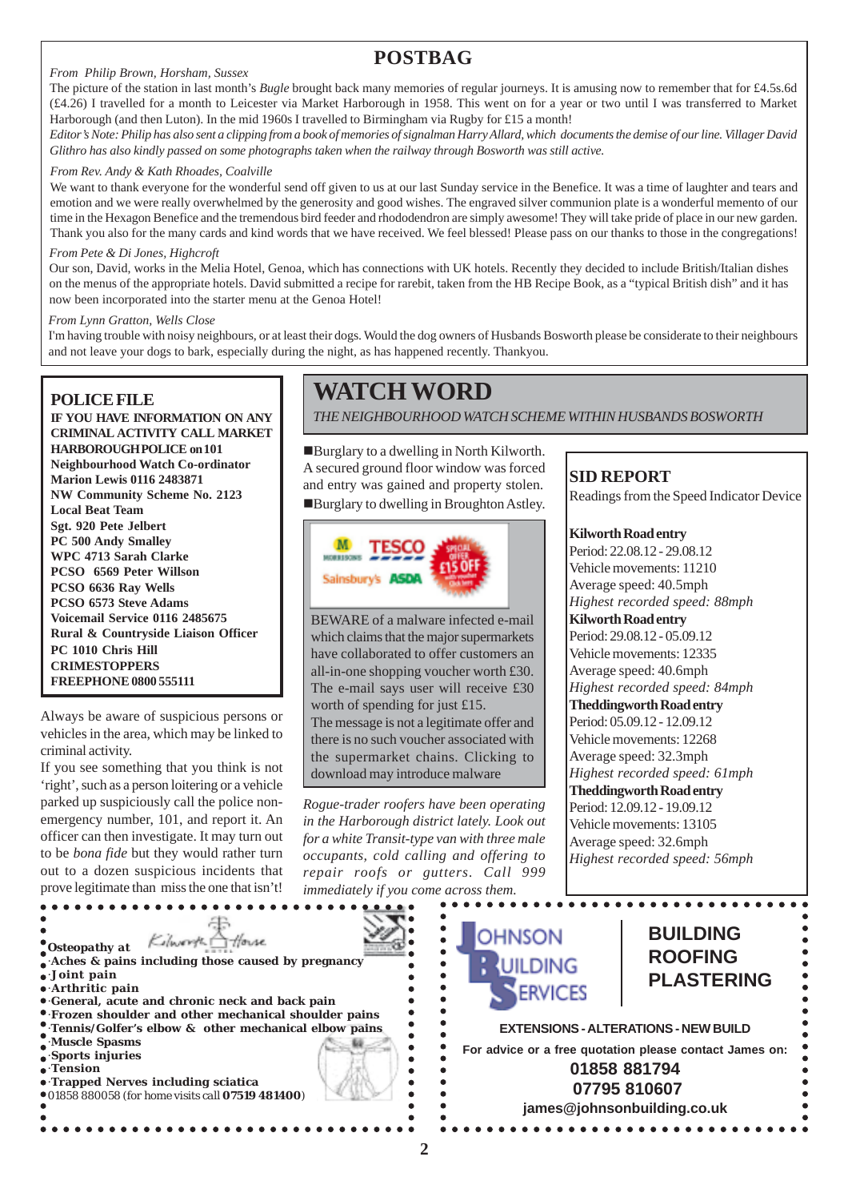## POSTBAG

*From Philip Brown, Horsham, Sussex*

The picture of the station in last month's *Bugle* brought back many memories of regular journeys. It is amusing now to remember that for £4.5s.6d (£4.26) I travelled for a month to Leicester via Market Harborough in 1958. This went on for a year or two until I was transferred to Market Harborough (and then Luton). In the mid 1960s I travelled to Birmingham via Rugby for £15 a month!

*Editor's Note: Philip has also sent a clipping from a book of memories of signalman Harry Allard, which documents the demise of our line. Villager David Glithro has also kindly passed on some photographs taken when the railway through Bosworth was still active.*

*From Rev. Andy & Kath Rhoades, Coalville*

We want to thank everyone for the wonderful send off given to us at our last Sunday service in the Benefice. It was a time of laughter and tears and emotion and we were really overwhelmed by the generosity and good wishes. The engraved silver communion plate is a wonderful memento of our time in the Hexagon Benefice and the tremendous bird feeder and rhododendron are simply awesome! They will take pride of place in our new garden. Thank you also for the many cards and kind words that we have received. We feel blessed! Please pass on our thanks to those in the congregations!

*From Pete & Di Jones, Highcroft*

Our son, David, works in the Melia Hotel, Genoa, which has connections with UK hotels. Recently they decided to include British/Italian dishes on the menus of the appropriate hotels. David submitted a recipe for rarebit, taken from the HB Recipe Book, as a "typical British dish" and it has now been incorporated into the starter menu at the Genoa Hotel!

*From Lynn Gratton, Wells Close*

I'm having trouble with noisy neighbours, or at least their dogs. Would the dog owners of Husbands Bosworth please be considerate to their neighbours and not leave your dogs to bark, especially during the night, as has happened recently. Thankyou.

## POLICE FILE

**IF YOU HAVE INFORMATION ON ANY CRIMINAL ACTIVITY CALL MARKET HARBOROUGH POLICE on 101**
**Neighbourhood Watch Co-ordinator**
**Marion Lewis 0116 2483871**
**NW Community Scheme No. 2123**
**Local Beat Team**
**Sgt. 920 Pete Jelbert**
**PC 500 Andy Smalley**
**WPC 4713 Sarah Clarke**
**PCSO 6569 Peter Willson**
**PCSO 6636 Ray Wells**
**PCSO 6573 Steve Adams**
**Voicemail Service 0116 2485675**
**Rural & Countryside Liaison Officer**
**PC 1010 Chris Hill**
**CRIMESTOPPERS**
**FREEPHONE 0800 555111**

Always be aware of suspicious persons or vehicles in the area, which may be linked to criminal activity.

If you see something that you think is not 'right', such as a person loitering or a vehicle parked up suspiciously call the police non-emergency number, 101, and report it. An officer can then investigate. It may turn out to be *bona fide* but they would rather turn out to a dozen suspicious incidents that prove legitimate than miss the one that isn't!

## WATCH WORD

*THE NEIGHBOURHOOD WATCH SCHEME WITHIN HUSBANDS BOSWORTH*

■Burglary to a dwelling in North Kilworth. A secured ground floor window was forced and entry was gained and property stolen.
■Burglary to dwelling in Broughton Astley.

BEWARE of a malware infected e-mail which claims that the major supermarkets have collaborated to offer customers an all-in-one shopping voucher worth £30. The e-mail says user will receive £30 worth of spending for just £15.
The message is not a legitimate offer and there is no such voucher associated with the supermarket chains. Clicking to download may introduce malware

*Rogue-trader roofers have been operating in the Harborough district lately. Look out for a white Transit-type van with three male occupants, cold calling and offering to repair roofs or gutters. Call 999 immediately if you come across them.*

## SID REPORT

Readings from the Speed Indicator Device

**Kilworth Road entry**
Period: 22.08.12 - 29.08.12
Vehicle movements: 11210
Average speed: 40.5mph
*Highest recorded speed: 88mph*

**Kilworth Road entry**
Period: 29.08.12 - 05.09.12
Vehicle movements: 12335
Average speed: 40.6mph
*Highest recorded speed: 84mph*

**Theddingworth Road entry**
Period: 05.09.12 - 12.09.12
Vehicle movements: 12268
Average speed: 32.3mph
*Highest recorded speed: 61mph*

**Theddingworth Road entry**
Period: 12.09.12 - 19.09.12
Vehicle movements: 13105
Average speed: 32.6mph
*Highest recorded speed: 56mph*

---

**Osteopathy at Kilworth House**
- Aches & pains including those caused by pregnancy
- Joint pain
- Arthritic pain
- General, acute and chronic neck and back pain
- Frozen shoulder and other mechanical shoulder pains
- Tennis/Golfer's elbow & other mechanical elbow pains
- Muscle Spasms
- Sports injuries
- Tension
- Trapped Nerves including sciatica

01858 880058 (for home visits call **07519 481400**)

---

**JOHNSON BUILDING SERVICES**

**BUILDING**
**ROOFING**
**PLASTERING**

**EXTENSIONS - ALTERATIONS - NEW BUILD**
**For advice or a free quotation please contact James on:**
**01858 881794**
**07795 810607**
**james@johnsonbuilding.co.uk**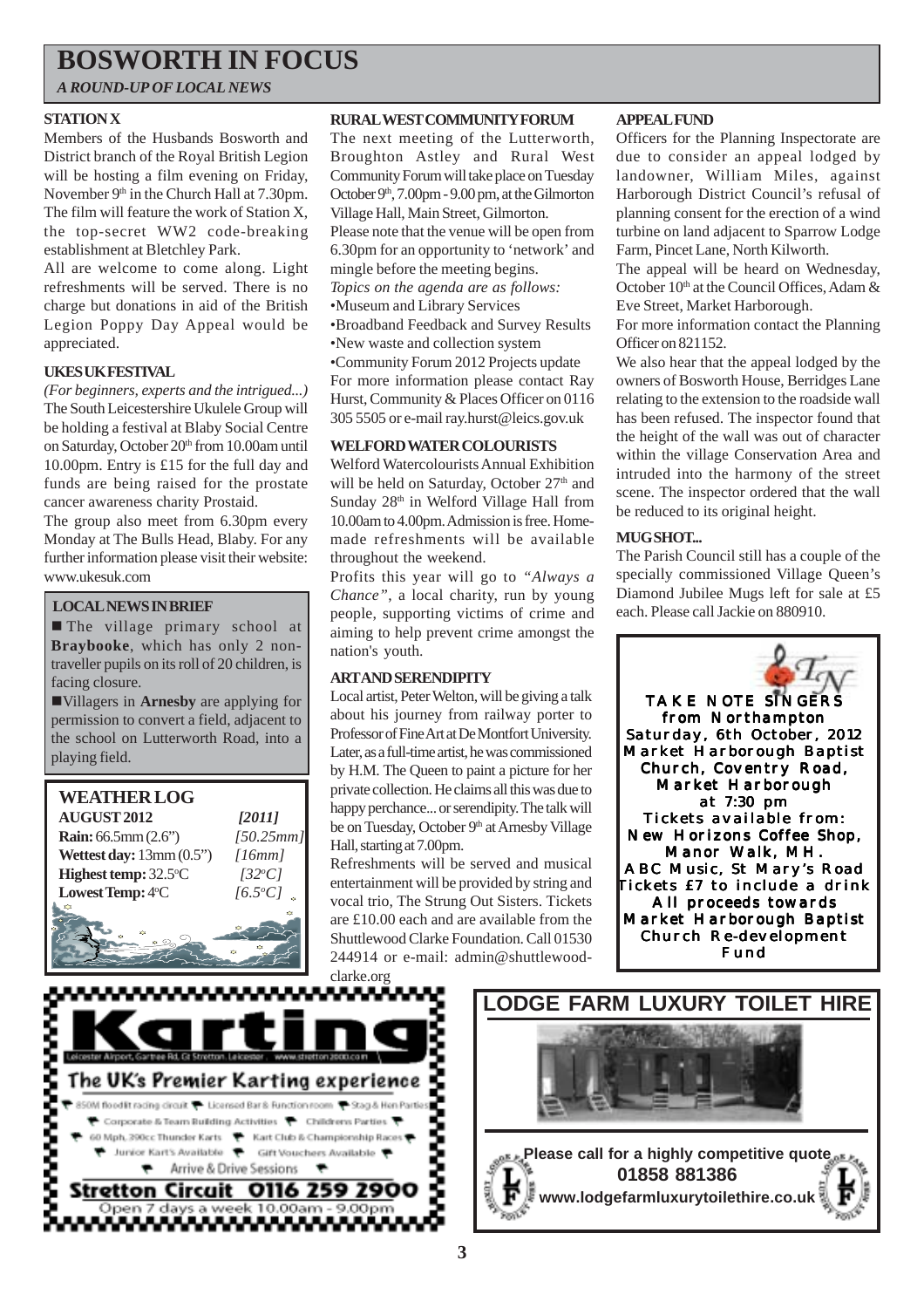# BOSWORTH IN FOCUS

*A ROUND-UP OF LOCAL NEWS*

### STATION X

Members of the Husbands Bosworth and District branch of the Royal British Legion will be hosting a film evening on Friday, November 9th in the Church Hall at 7.30pm. The film will feature the work of Station X, the top-secret WW2 code-breaking establishment at Bletchley Park.

All are welcome to come along. Light refreshments will be served. There is no charge but donations in aid of the British Legion Poppy Day Appeal would be appreciated.

### UKES UK FESTIVAL

*(For beginners, experts and the intrigued...)*
The South Leicestershire Ukulele Group will be holding a festival at Blaby Social Centre on Saturday, October 20th from 10.00am until 10.00pm. Entry is £15 for the full day and funds are being raised for the prostate cancer awareness charity Prostaid.

The group also meet from 6.30pm every Monday at The Bulls Head, Blaby. For any further information please visit their website: www.ukesuk.com

### LOCAL NEWS IN BRIEF

- The village primary school at **Braybooke**, which has only 2 non-traveller pupils on its roll of 20 children, is facing closure.
- Villagers in **Arnesby** are applying for permission to convert a field, adjacent to the school on Lutterworth Road, into a playing field.

### WEATHER LOG

| AUGUST 2012 | [2011] |
|---|---|
| **Rain:** 66.5mm (2.6") | [50.25mm] |
| **Wettest day:** 13mm (0.5") | [16mm] |
| **Highest temp:** 32.5°C | [32°C] |
| **Lowest Temp:** 4°C | [6.5°C] |

### RURAL WEST COMMUNITY FORUM

The next meeting of the Lutterworth, Broughton Astley and Rural West Community Forum will take place on Tuesday October 9th, 7.00pm - 9.00 pm, at the Gilmorton Village Hall, Main Street, Gilmorton.

Please note that the venue will be open from 6.30pm for an opportunity to 'network' and mingle before the meeting begins.

*Topics on the agenda are as follows:*

- Museum and Library Services
- Broadband Feedback and Survey Results
- New waste and collection system
- Community Forum 2012 Projects update

For more information please contact Ray Hurst, Community & Places Officer on 0116 305 5505 or e-mail ray.hurst@leics.gov.uk

### WELFORD WATER COLOURISTS

Welford Watercolourists Annual Exhibition will be held on Saturday, October 27th and Sunday 28th in Welford Village Hall from 10.00am to 4.00pm. Admission is free. Home-made refreshments will be available throughout the weekend.

Profits this year will go to *"Always a Chance"*, a local charity, run by young people, supporting victims of crime and aiming to help prevent crime amongst the nation's youth.

### ART AND SERENDIPITY

Local artist, Peter Welton, will be giving a talk about his journey from railway porter to Professor of Fine Art at De Montfort University. Later, as a full-time artist, he was commissioned by H.M. The Queen to paint a picture for her private collection. He claims all this was due to happy perchance... or serendipity. The talk will be on Tuesday, October 9th at Arnesby Village Hall, starting at 7.00pm.

Refreshments will be served and musical entertainment will be provided by string and vocal trio, The Strung Out Sisters. Tickets are £10.00 each and are available from the Shuttlewood Clarke Foundation. Call 01530 244914 or e-mail: admin@shuttlewood-clarke.org

### APPEAL FUND

Officers for the Planning Inspectorate are due to consider an appeal lodged by landowner, William Miles, against Harborough District Council's refusal of planning consent for the erection of a wind turbine on land adjacent to Sparrow Lodge Farm, Pincet Lane, North Kilworth.

The appeal will be heard on Wednesday, October 10th at the Council Offices, Adam & Eve Street, Market Harborough.

For more information contact the Planning Officer on 821152.

We also hear that the appeal lodged by the owners of Bosworth House, Berridges Lane relating to the extension to the roadside wall has been refused. The inspector found that the height of the wall was out of character within the village Conservation Area and intruded into the harmony of the street scene. The inspector ordered that the wall be reduced to its original height.

### MUG SHOT...

The Parish Council still has a couple of the specially commissioned Village Queen's Diamond Jubilee Mugs left for sale at £5 each. Please call Jackie on 880910.

**TAKE NOTE SINGERS from Northampton**
Saturday, 6th October, 2012
Market Harborough Baptist Church, Coventry Road, Market Harborough at 7:30 pm
Tickets available from: New Horizons Coffee Shop, Manor Walk, MH. ABC Music, St Mary's Road
Tickets £7 to include a drink
All proceeds towards Market Harborough Baptist Church Re-development Fund

**Karting**
Leicester Airport, Gartree Rd, Gt Stretton, Leicester . www.stretton2000.co.in
The UK's Premier Karting experience
850M floodlit racing circuit • Licensed Bar & Function room • Stag & Hen Parties • Corporate & Team Building Activities • Childrens Parties • 60 Mph, 390cc Thunder Karts • Kart Club & Championship Races • Junior Kart's Available • Gift Vouchers Available • Arrive & Drive Sessions
**Stretton Circuit 0116 259 2900**
Open 7 days a week 10.00am - 9.00pm

**LODGE FARM LUXURY TOILET HIRE**
Please call for a highly competitive quote
**01858 881386**
www.lodgefarmluxurytoilethire.co.uk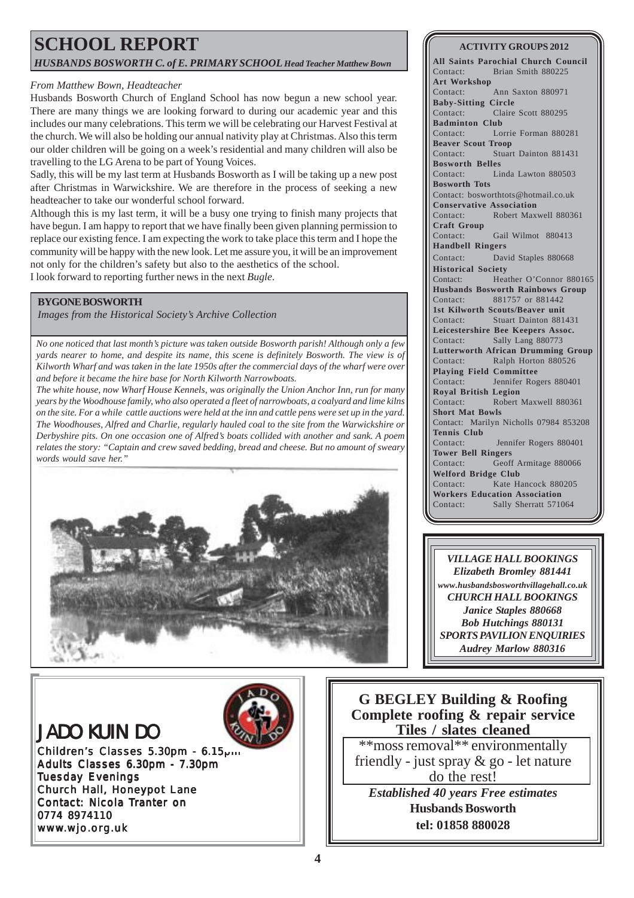# SCHOOL REPORT

***HUSBANDS BOSWORTH C. of E. PRIMARY SCHOOL** Head Teacher Matthew Bown*

*From Matthew Bown, Headteacher*

Husbands Bosworth Church of England School has now begun a new school year. There are many things we are looking forward to during our academic year and this includes our many celebrations. This term we will be celebrating our Harvest Festival at the church. We will also be holding our annual nativity play at Christmas. Also this term our older children will be going on a week's residential and many children will also be travelling to the LG Arena to be part of Young Voices.

Sadly, this will be my last term at Husbands Bosworth as I will be taking up a new post after Christmas in Warwickshire. We are therefore in the process of seeking a new headteacher to take our wonderful school forward.

Although this is my last term, it will be a busy one trying to finish many projects that have begun. I am happy to report that we have finally been given planning permission to replace our existing fence. I am expecting the work to take place this term and I hope the community will be happy with the new look. Let me assure you, it will be an improvement not only for the children's safety but also to the aesthetics of the school.

I look forward to reporting further news in the next *Bugle*.

## BYGONE BOSWORTH

*Images from the Historical Society's Archive Collection*

*No one noticed that last month's picture was taken outside Bosworth parish! Although only a few yards nearer to home, and despite its name, this scene is definitely Bosworth. The view is of Kilworth Wharf and was taken in the late 1950s after the commercial days of the wharf were over and before it became the hire base for North Kilworth Narrowboats.*

*The white house, now Wharf House Kennels, was originally the Union Anchor Inn, run for many years by the Woodhouse family, who also operated a fleet of narrowboats, a coalyard and lime kilns on the site. For a while cattle auctions were held at the inn and cattle pens were set up in the yard. The Woodhouses, Alfred and Charlie, regularly hauled coal to the site from the Warwickshire or Derbyshire pits. On one occasion one of Alfred's boats collided with another and sank. A poem relates the story: "Captain and crew saved bedding, bread and cheese. But no amount of sweary words would save her."*

## ACTIVITY GROUPS 2012

**All Saints Parochial Church Council**
Contact: Brian Smith 880225

**Art Workshop**
Contact: Ann Saxton 880971

**Baby-Sitting Circle**
Contact: Claire Scott 880295

**Badminton Club**
Contact: Lorrie Forman 880281

**Beaver Scout Troop**
Contact: Stuart Dainton 881431

**Bosworth Belles**
Contact: Linda Lawton 880503

**Bosworth Tots**
Contact: bosworthtots@hotmail.co.uk

**Conservative Association**
Contact: Robert Maxwell 880361

**Craft Group**
Contact: Gail Wilmot 880413

**Handbell Ringers**
Contact: David Staples 880668

**Historical Society**
Contact: Heather O'Connor 880165

**Husbands Bosworth Rainbows Group**
Contact: 881757 or 881442

**1st Kilworth Scouts/Beaver unit**
Contact: Stuart Dainton 881431

**Leicestershire Bee Keepers Assoc.**
Contact: Sally Lang 880773

**Lutterworth African Drumming Group**
Contact: Ralph Horton 880526

**Playing Field Committee**
Contact: Jennifer Rogers 880401

**Royal British Legion**
Contact: Robert Maxwell 880361

**Short Mat Bowls**
Contact: Marilyn Nicholls 07984 853208

**Tennis Club**
Contact: Jennifer Rogers 880401

**Tower Bell Ringers**
Contact: Geoff Armitage 880066

**Welford Bridge Club**
Contact: Kate Hancock 880205

**Workers Education Association**
Contact: Sally Sherratt 571064

***VILLAGE HALL BOOKINGS***
***Elizabeth Bromley 881441***
***www.husbandsbosworthvillagehall.co.uk***
***CHURCH HALL BOOKINGS***
***Janice Staples 880668***
***Bob Hutchings 880131***
***SPORTS PAVILION ENQUIRIES***
***Audrey Marlow 880316***

## JADO KUIN DO

Children's Classes 5.30pm - 6.15pm
Adults Classes 6.30pm - 7.30pm
Tuesday Evenings
Church Hall, Honeypot Lane
Contact: Nicola Tranter on
0774 8974110
www.wjo.org.uk

## G BEGLEY Building & Roofing

**Complete roofing & repair service**
**Tiles / slates cleaned**

\*\*moss removal\*\* environmentally friendly - just spray & go - let nature do the rest!

***Established 40 years Free estimates***
**Husbands Bosworth**
**tel: 01858 880028**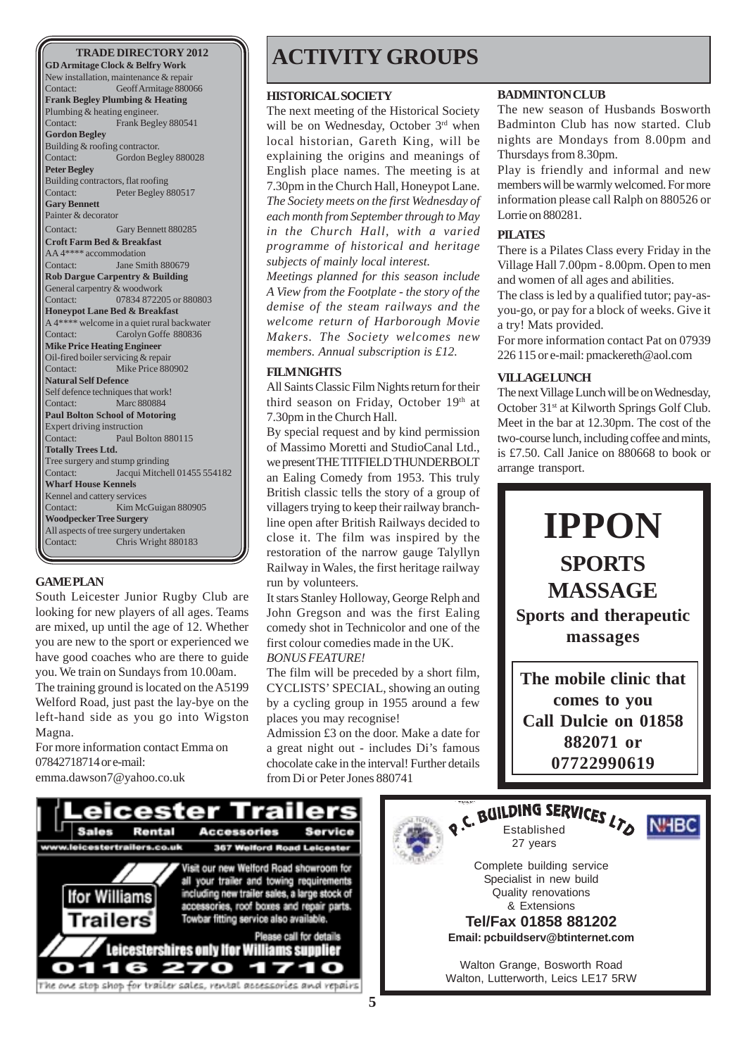## TRADE DIRECTORY 2012

**GD Armitage Clock & Belfry Work**
New installation, maintenance & repair
Contact: Geoff Armitage 880066

**Frank Begley Plumbing & Heating**
Plumbing & heating engineer.
Contact: Frank Begley 880541

**Gordon Begley**
Building & roofing contractor.
Contact: Gordon Begley 880028

**Peter Begley**
Building contractors, flat roofing
Contact: Peter Begley 880517

**Gary Bennett**
Painter & decorator
Contact: Gary Bennett 880285

**Croft Farm Bed & Breakfast**
AA 4**** accommodation
Contact: Jane Smith 880679

**Rob Dargue Carpentry & Building**
General carpentry & woodwork
Contact: 07834 872205 or 880803

**Honeypot Lane Bed & Breakfast**
A 4**** welcome in a quiet rural backwater
Contact: Carolyn Goffe 880836

**Mike Price Heating Engineer**
Oil-fired boiler servicing & repair
Contact: Mike Price 880902

**Natural Self Defence**
Self defence techniques that work!
Contact: Marc 880884

**Paul Bolton School of Motoring**
Expert driving instruction
Contact: Paul Bolton 880115

**Totally Trees Ltd.**
Tree surgery and stump grinding
Contact: Jacqui Mitchell 01455 554182

**Wharf House Kennels**
Kennel and cattery services
Contact: Kim McGuigan 880905

**Woodpecker Tree Surgery**
All aspects of tree surgery undertaken
Contact: Chris Wright 880183

### GAME PLAN

South Leicester Junior Rugby Club are looking for new players of all ages. Teams are mixed, up until the age of 12. Whether you are new to the sport or experienced we have good coaches who are there to guide you. We train on Sundays from 10.00am.

The training ground is located on the A5199 Welford Road, just past the lay-bye on the left-hand side as you go into Wigston Magna.

For more information contact Emma on 07842718714 or e-mail: emma.dawson7@yahoo.co.uk

# ACTIVITY GROUPS

### HISTORICAL SOCIETY

The next meeting of the Historical Society will be on Wednesday, October 3rd when local historian, Gareth King, will be explaining the origins and meanings of English place names. The meeting is at 7.30pm in the Church Hall, Honeypot Lane. *The Society meets on the first Wednesday of each month from September through to May in the Church Hall, with a varied programme of historical and heritage subjects of mainly local interest.*

*Meetings planned for this season include A View from the Footplate - the story of the demise of the steam railways and the welcome return of Harborough Movie Makers. The Society welcomes new members. Annual subscription is £12.*

### FILM NIGHTS

All Saints Classic Film Nights return for their third season on Friday, October 19th at 7.30pm in the Church Hall.

By special request and by kind permission of Massimo Moretti and StudioCanal Ltd., we present THE TITFIELD THUNDERBOLT an Ealing Comedy from 1953. This truly British classic tells the story of a group of villagers trying to keep their railway branch-line open after British Railways decided to close it. The film was inspired by the restoration of the narrow gauge Talyllyn Railway in Wales, the first heritage railway run by volunteers.

It stars Stanley Holloway, George Relph and John Gregson and was the first Ealing comedy shot in Technicolor and one of the first colour comedies made in the UK.

*BONUS FEATURE!*

The film will be preceded by a short film, CYCLISTS' SPECIAL, showing an outing by a cycling group in 1955 around a few places you may recognise!

Admission £3 on the door. Make a date for a great night out - includes Di's famous chocolate cake in the interval! Further details from Di or Peter Jones 880741

### BADMINTON CLUB

The new season of Husbands Bosworth Badminton Club has now started. Club nights are Mondays from 8.00pm and Thursdays from 8.30pm.

Play is friendly and informal and new members will be warmly welcomed. For more information please call Ralph on 880526 or Lorrie on 880281.

### PILATES

There is a Pilates Class every Friday in the Village Hall 7.00pm - 8.00pm. Open to men and women of all ages and abilities.

The class is led by a qualified tutor; pay-as-you-go, or pay for a block of weeks. Give it a try! Mats provided.

For more information contact Pat on 07939 226 115 or e-mail: pmackereth@aol.com

### VILLAGE LUNCH

The next Village Lunch will be on Wednesday, October 31st at Kilworth Springs Golf Club. Meet in the bar at 12.30pm. The cost of the two-course lunch, including coffee and mints, is £7.50. Call Janice on 880668 to book or arrange transport.

**IPPON SPORTS MASSAGE**

**Sports and therapeutic massages**

**The mobile clinic that comes to you**
**Call Dulcie on 01858 882071 or 07722990619**

**Leicester Trailers**
Sales | Rental | Accessories | Service
www.leicestertrailers.co.uk — 367 Welford Road Leicester

Ifor Williams Trailers

Visit our new Welford Road showroom for all your trailer and towing requirements including new trailer sales, a large stock of accessories, roof boxes and repair parts. Towbar fitting service also available.

Please call for details

Leicestershires only Ifor Williams supplier

0116 270 1710

The one stop shop for trailer sales, rental accessories and repairs

**P.C. BUILDING SERVICES LTD**
Established 27 years

NHBC

Complete building service
Specialist in new build
Quality renovations
& Extensions

**Tel/Fax 01858 881202**
**Email: pcbuildserv@btinternet.com**

Walton Grange, Bosworth Road
Walton, Lutterworth, Leics LE17 5RW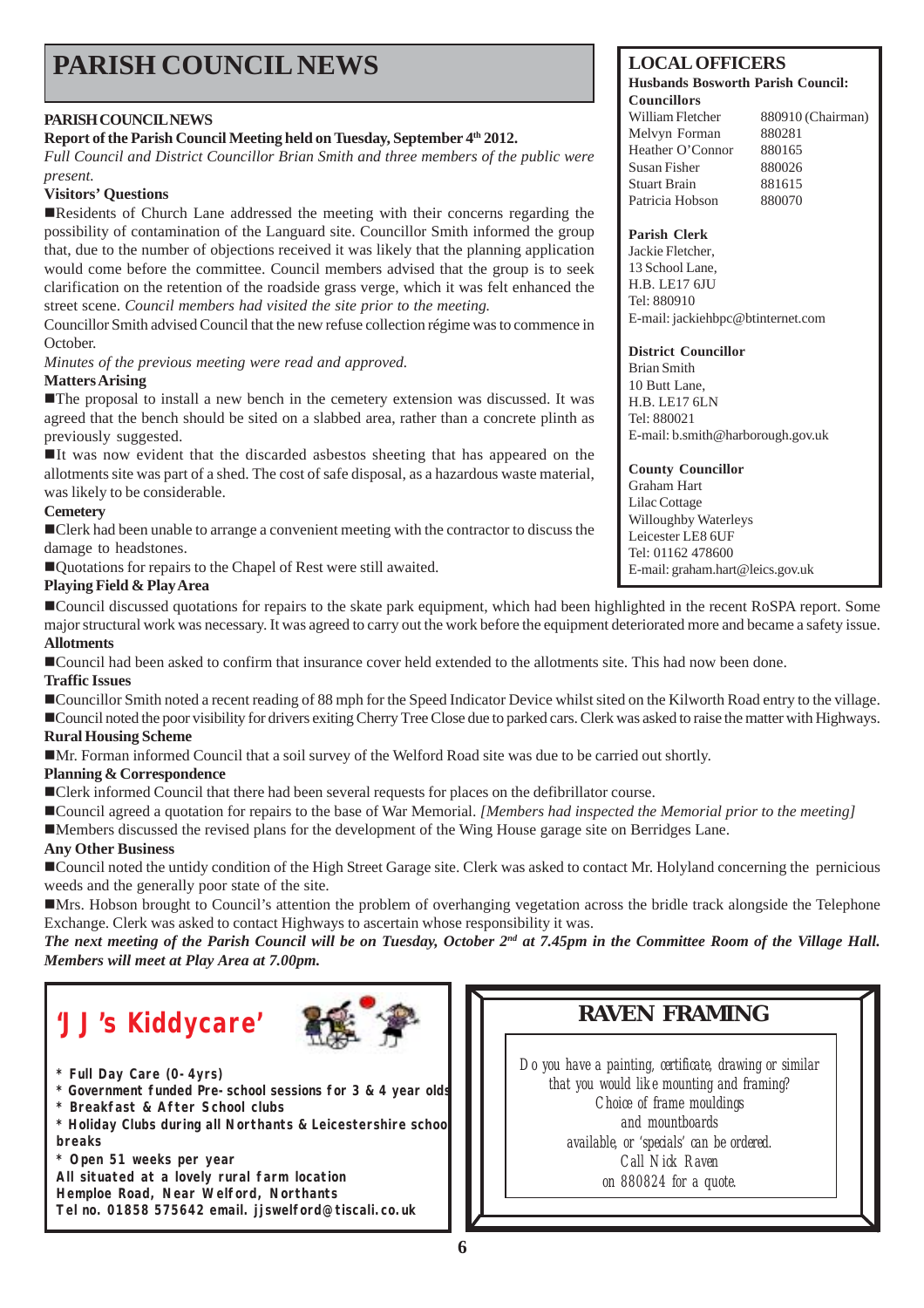# PARISH COUNCIL NEWS

**PARISH COUNCIL NEWS**

**Report of the Parish Council Meeting held on Tuesday, September 4th 2012.**

*Full Council and District Councillor Brian Smith and three members of the public were present.*

**Visitors' Questions**

■Residents of Church Lane addressed the meeting with their concerns regarding the possibility of contamination of the Languard site. Councillor Smith informed the group that, due to the number of objections received it was likely that the planning application would come before the committee. Council members advised that the group is to seek clarification on the retention of the roadside grass verge, which it was felt enhanced the street scene. *Council members had visited the site prior to the meeting.*

Councillor Smith advised Council that the new refuse collection régime was to commence in October.

*Minutes of the previous meeting were read and approved.*

**Matters Arising**

■The proposal to install a new bench in the cemetery extension was discussed. It was agreed that the bench should be sited on a slabbed area, rather than a concrete plinth as previously suggested.

■It was now evident that the discarded asbestos sheeting that has appeared on the allotments site was part of a shed. The cost of safe disposal, as a hazardous waste material, was likely to be considerable.

**Cemetery**

■Clerk had been unable to arrange a convenient meeting with the contractor to discuss the damage to headstones.

■Quotations for repairs to the Chapel of Rest were still awaited.

**Playing Field & Play Area**

■Council discussed quotations for repairs to the skate park equipment, which had been highlighted in the recent RoSPA report. Some major structural work was necessary. It was agreed to carry out the work before the equipment deteriorated more and became a safety issue.

**Allotments**

■Council had been asked to confirm that insurance cover held extended to the allotments site. This had now been done.

**Traffic Issues**

■Councillor Smith noted a recent reading of 88 mph for the Speed Indicator Device whilst sited on the Kilworth Road entry to the village.

■Council noted the poor visibility for drivers exiting Cherry Tree Close due to parked cars. Clerk was asked to raise the matter with Highways.

**Rural Housing Scheme**

■Mr. Forman informed Council that a soil survey of the Welford Road site was due to be carried out shortly.

**Planning & Correspondence**

■Clerk informed Council that there had been several requests for places on the defibrillator course.

■Council agreed a quotation for repairs to the base of War Memorial. *[Members had inspected the Memorial prior to the meeting]*

■Members discussed the revised plans for the development of the Wing House garage site on Berridges Lane.

**Any Other Business**

■Council noted the untidy condition of the High Street Garage site. Clerk was asked to contact Mr. Holyland concerning the pernicious weeds and the generally poor state of the site.

■Mrs. Hobson brought to Council's attention the problem of overhanging vegetation across the bridle track alongside the Telephone Exchange. Clerk was asked to contact Highways to ascertain whose responsibility it was.

***The next meeting of the Parish Council will be on Tuesday, October 2nd at 7.45pm in the Committee Room of the Village Hall. Members will meet at Play Area at 7.00pm.***

## LOCAL OFFICERS

**Husbands Bosworth Parish Council:**

**Councillors**

| | |
|---|---|
| William Fletcher | 880910 (Chairman) |
| Melvyn Forman | 880281 |
| Heather O'Connor | 880165 |
| Susan Fisher | 880026 |
| Stuart Brain | 881615 |
| Patricia Hobson | 880070 |

**Parish Clerk**
Jackie Fletcher,
13 School Lane,
H.B. LE17 6JU
Tel: 880910
E-mail: jackiehbpc@btinternet.com

**District Councillor**
Brian Smith
10 Butt Lane,
H.B. LE17 6LN
Tel: 880021
E-mail: b.smith@harborough.gov.uk

**County Councillor**
Graham Hart
Lilac Cottage
Willoughby Waterleys
Leicester LE8 6UF
Tel: 01162 478600
E-mail: graham.hart@leics.gov.uk

## 'JJ's Kiddycare'

- * Full Day Care (0-4yrs)
- * Government funded Pre-school sessions for 3 & 4 year olds
- * Breakfast & After School clubs
- * Holiday Clubs during all Northants & Leicestershire school breaks
- * Open 51 weeks per year

All situated at a lovely rural farm location
Hemploe Road, Near Welford, Northants
Tel no. 01858 575642 email. jjswelford@tiscali.co.uk

## RAVEN FRAMING

Do you have a painting, certificate, drawing or similar that you would like mounting and framing?
Choice of frame mouldings and mountboards available, or 'specials' can be ordered.
Call Nick Raven on 880824 for a quote.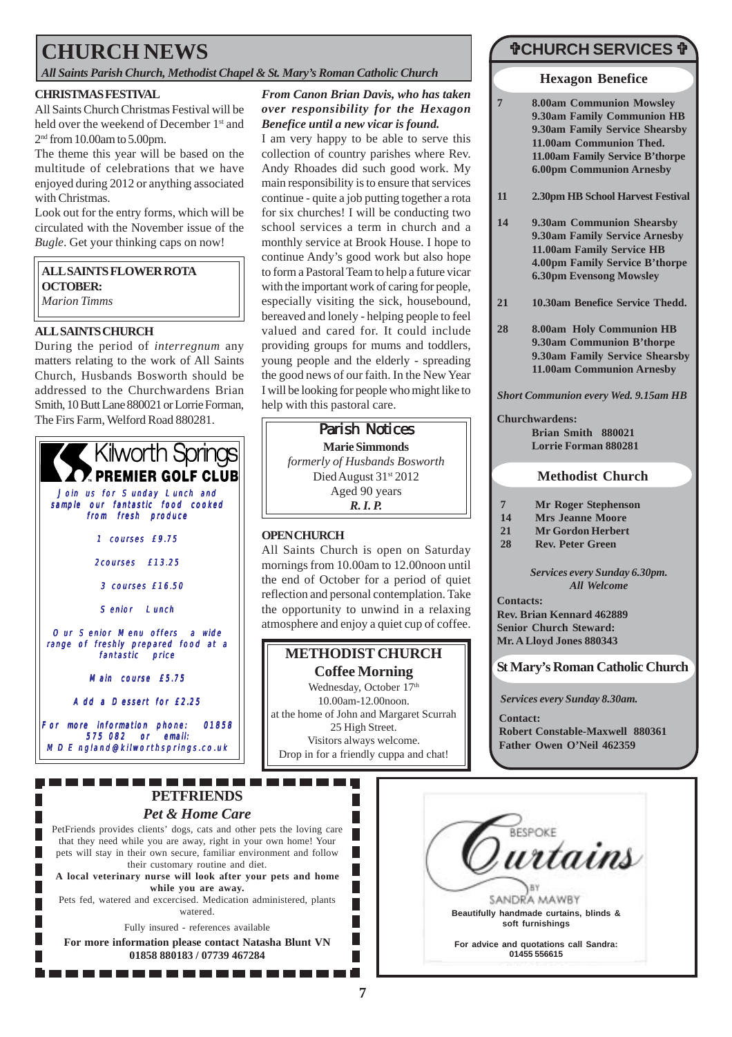# CHURCH NEWS

*All Saints Parish Church, Methodist Chapel & St. Mary's Roman Catholic Church*

### CHRISTMAS FESTIVAL

All Saints Church Christmas Festival will be held over the weekend of December 1st and 2nd from 10.00am to 5.00pm.

The theme this year will be based on the multitude of celebrations that we have enjoyed during 2012 or anything associated with Christmas.

Look out for the entry forms, which will be circulated with the November issue of the *Bugle*. Get your thinking caps on now!

**ALL SAINTS FLOWER ROTA OCTOBER:**
*Marion Timms*

### ALL SAINTS CHURCH

During the period of *interregnum* any matters relating to the work of All Saints Church, Husbands Bosworth should be addressed to the Churchwardens Brian Smith, 10 Butt Lane 880021 or Lorrie Forman, The Firs Farm, Welford Road 880281.

***From Canon Brian Davis, who has taken over responsibility for the Hexagon Benefice until a new vicar is found.***

I am very happy to be able to serve this collection of country parishes where Rev. Andy Rhoades did such good work. My main responsibility is to ensure that services continue - quite a job putting together a rota for six churches! I will be conducting two school services a term in church and a monthly service at Brook House. I hope to continue Andy's good work but also hope to form a Pastoral Team to help a future vicar with the important work of caring for people, especially visiting the sick, housebound, bereaved and lonely - helping people to feel valued and cared for. It could include providing groups for mums and toddlers, young people and the elderly - spreading the good news of our faith. In the New Year I will be looking for people who might like to help with this pastoral care.

### Parish Notices

**Marie Simmonds**
*formerly of Husbands Bosworth*
Died August 31st 2012
Aged 90 years
***R. I. P.***

### OPEN CHURCH

All Saints Church is open on Saturday mornings from 10.00am to 12.00noon until the end of October for a period of quiet reflection and personal contemplation. Take the opportunity to unwind in a relaxing atmosphere and enjoy a quiet cup of coffee.

### METHODIST CHURCH
**Coffee Morning**

Wednesday, October 17th
10.00am-12.00noon.
at the home of John and Margaret Scurrah
25 High Street.
Visitors always welcome.
Drop in for a friendly cuppa and chat!

---

**Kilworth Springs PREMIER GOLF CLUB**

*Join us for Sunday Lunch and sample our fantastic food cooked from fresh produce*

1 courses £9.75

2 courses £13.25

3 courses £16.50

Senior Lunch

Our Senior Menu offers a wide range of freshly prepared food at a fantastic price

Main course £5.75

Add a Dessert for £2.25

For more information phone: 01858 575 082 or email: MDEngland@kilworthsprings.co.uk

---

## ✞CHURCH SERVICES ✞

### Hexagon Benefice

| | |
|---|---|
| **7** | **8.00am Communion Mowsley**<br>**9.30am Family Communion HB**<br>**9.30am Family Service Shearsby**<br>**11.00am Communion Thed.**<br>**11.00am Family Service B'thorpe**<br>**6.00pm Communion Arnesby** |
| **11** | **2.30pm HB School Harvest Festival** |
| **14** | **9.30am Communion Shearsby**<br>**9.30am Family Service Arnesby**<br>**11.00am Family Service HB**<br>**4.00pm Family Service B'thorpe**<br>**6.30pm Evensong Mowsley** |
| **21** | **10.30am Benefice Service Thedd.** |
| **28** | **8.00am Holy Communion HB**<br>**9.30am Communion B'thorpe**<br>**9.30am Family Service Shearsby**<br>**11.00am Communion Arnesby** |

***Short Communion every Wed. 9.15am HB***

**Churchwardens:**
**Brian Smith 880021**
**Lorrie Forman 880281**

### Methodist Church

| | |
|---|---|
| **7** | **Mr Roger Stephenson** |
| **14** | **Mrs Jeanne Moore** |
| **21** | **Mr Gordon Herbert** |
| **28** | **Rev. Peter Green** |

***Services every Sunday 6.30pm. All Welcome***

**Contacts:**
**Rev. Brian Kennard 462889**
**Senior Church Steward:**
**Mr. A Lloyd Jones 880343**

### St Mary's Roman Catholic Church

***Services every Sunday 8.30am.***

**Contact:**
**Robert Constable-Maxwell 880361**
**Father Owen O'Neil 462359**

---

### PETFRIENDS
***Pet & Home Care***

PetFriends provides clients' dogs, cats and other pets the loving care that they need while you are away, right in your own home! Your pets will stay in their own secure, familiar environment and follow their customary routine and diet.

**A local veterinary nurse will look after your pets and home while you are away.**

Pets fed, watered and excercised. Medication administered, plants watered.

Fully insured - references available

**For more information please contact Natasha Blunt VN**
**01858 880183 / 07739 467284**

---

BESPOKE Curtains BY SANDRA MAWBY

**Beautifully handmade curtains, blinds & soft furnishings**

**For advice and quotations call Sandra: 01455 556615**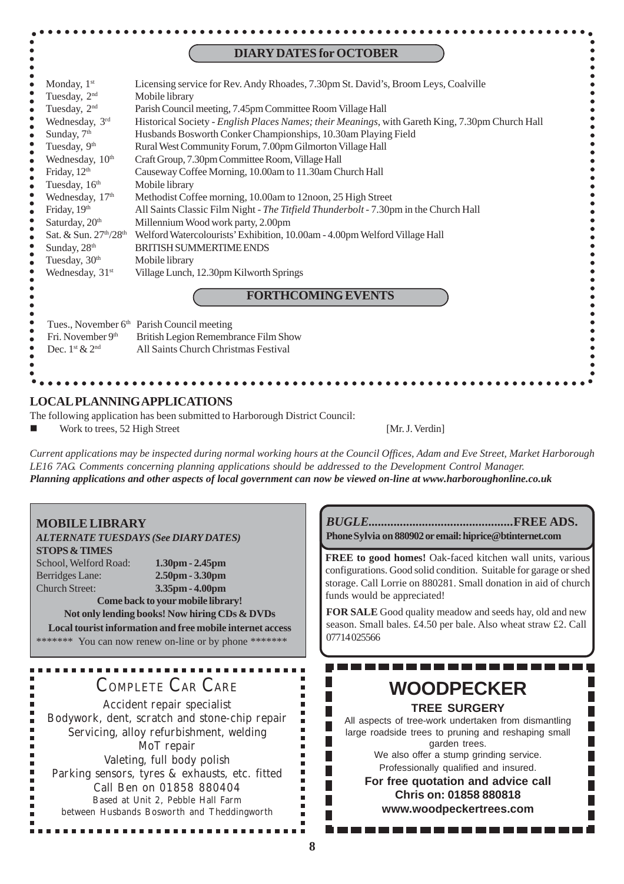## DIARY DATES for OCTOBER

| | |
|---|---|
| Monday, 1st | Licensing service for Rev. Andy Rhoades, 7.30pm St. David's, Broom Leys, Coalville |
| Tuesday, 2nd | Mobile library |
| Tuesday, 2nd | Parish Council meeting, 7.45pm Committee Room Village Hall |
| Wednesday, 3rd | Historical Society - *English Places Names; their Meanings*, with Gareth King, 7.30pm Church Hall |
| Sunday, 7th | Husbands Bosworth Conker Championships, 10.30am Playing Field |
| Tuesday, 9th | Rural West Community Forum, 7.00pm Gilmorton Village Hall |
| Wednesday, 10th | Craft Group, 7.30pm Committee Room, Village Hall |
| Friday, 12th | Causeway Coffee Morning, 10.00am to 11.30am Church Hall |
| Tuesday, 16th | Mobile library |
| Wednesday, 17th | Methodist Coffee morning, 10.00am to 12noon, 25 High Street |
| Friday, 19th | All Saints Classic Film Night - *The Titfield Thunderbolt* - 7.30pm in the Church Hall |
| Saturday, 20th | Millennium Wood work party, 2.00pm |
| Sat. & Sun. 27th/28th | Welford Watercolourists' Exhibition, 10.00am - 4.00pm Welford Village Hall |
| Sunday, 28th | BRITISH SUMMERTIME ENDS |
| Tuesday, 30th | Mobile library |
| Wednesday, 31st | Village Lunch, 12.30pm Kilworth Springs |

## FORTHCOMING EVENTS

| | |
|---|---|
| Tues., November 6th | Parish Council meeting |
| Fri. November 9th | British Legion Remembrance Film Show |
| Dec. 1st & 2nd | All Saints Church Christmas Festival |

## LOCAL PLANNING APPLICATIONS

The following application has been submitted to Harborough District Council:

- Work to trees, 52 High Street [Mr. J. Verdin]

*Current applications may be inspected during normal working hours at the Council Offices, Adam and Eve Street, Market Harborough LE16 7AG. Comments concerning planning applications should be addressed to the Development Control Manager.*
***Planning applications and other aspects of local government can now be viewed on-line at www.harboroughonline.co.uk***

## MOBILE LIBRARY

***ALTERNATE TUESDAYS (See DIARY DATES)***

**STOPS & TIMES**

| | |
|---|---|
| School, Welford Road: | **1.30pm - 2.45pm** |
| Berridges Lane: | **2.50pm - 3.30pm** |
| Church Street: | **3.35pm - 4.00pm** |

**Come back to your mobile library!**
**Not only lending books! Now hiring CDs & DVDs**
**Local tourist information and free mobile internet access**
******* You can now renew on-line or by phone *******

## *BUGLE*.............................................FREE ADS.

**Phone Sylvia on 880902 or email: hiprice@btinternet.com**

**FREE to good homes!** Oak-faced kitchen wall units, various configurations. Good solid condition. Suitable for garage or shed storage. Call Lorrie on 880281. Small donation in aid of church funds would be appreciated!

**FOR SALE** Good quality meadow and seeds hay, old and new season. Small bales. £4.50 per bale. Also wheat straw £2. Call 07714 025566

## COMPLETE CAR CARE

Accident repair specialist
Bodywork, dent, scratch and stone-chip repair
Servicing, alloy refurbishment, welding
MoT repair
Valeting, full body polish
Parking sensors, tyres & exhausts, etc. fitted
Call Ben on 01858 880404
Based at Unit 2, Pebble Hall Farm
between Husbands Bosworth and Theddingworth

## WOODPECKER

**TREE SURGERY**

All aspects of tree-work undertaken from dismantling large roadside trees to pruning and reshaping small garden trees.
We also offer a stump grinding service.
Professionally qualified and insured.

**For free quotation and advice call**
**Chris on: 01858 880818**
**www.woodpeckertrees.com**